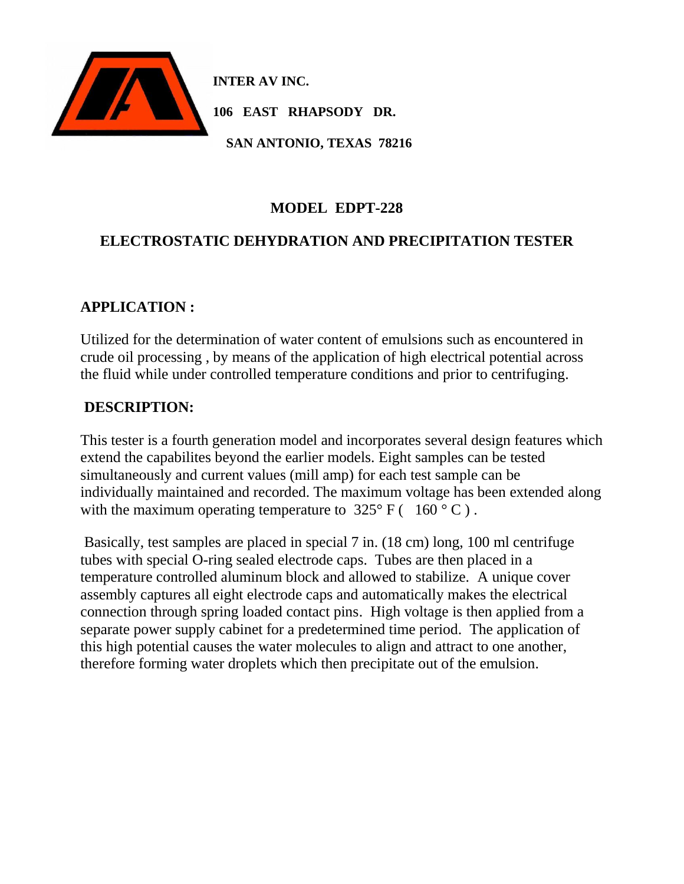**INTER AV INC.**

**106 EAST RHAPSODY DR.**

**SAN ANTONIO, TEXAS 78216**

# MODEL EDPT-228

# ELECTROSTATIC DEHYDRATION AND PRECIPITATION TESTER

## APPLICATION :

Utilized for the determination of water content of emulsions such as encountered in crude oil processing , by means of the application of high electrical potential across the fluid while under controlled temperature conditions and prior to centrifuging.

## DESCRIPTION:

This tester is a fourth generation model and incorporates several design features which extend the capabilites beyond the earlier models. Eight samples can be tested simultaneously and current values (mill amp) for each test sample can be individually maintained and recorded. The maximum voltage has been extended along with the maximum operating temperature to 325° F ( 160 ° C ) .

Basically, test samples are placed in special 7 in. (18 cm) long, 100 ml centrifuge tubes with special O-ring sealed electrode caps. Tubes are then placed in a temperature controlled aluminum block and allowed to stabilize. A unique cover assembly captures all eight electrode caps and automatically makes the electrical connection through spring loaded contact pins. High voltage is then applied from a separate power supply cabinet for a predetermined time period. The application of this high potential causes the water molecules to align and attract to one another, therefore forming water droplets which then precipitate out of the emulsion.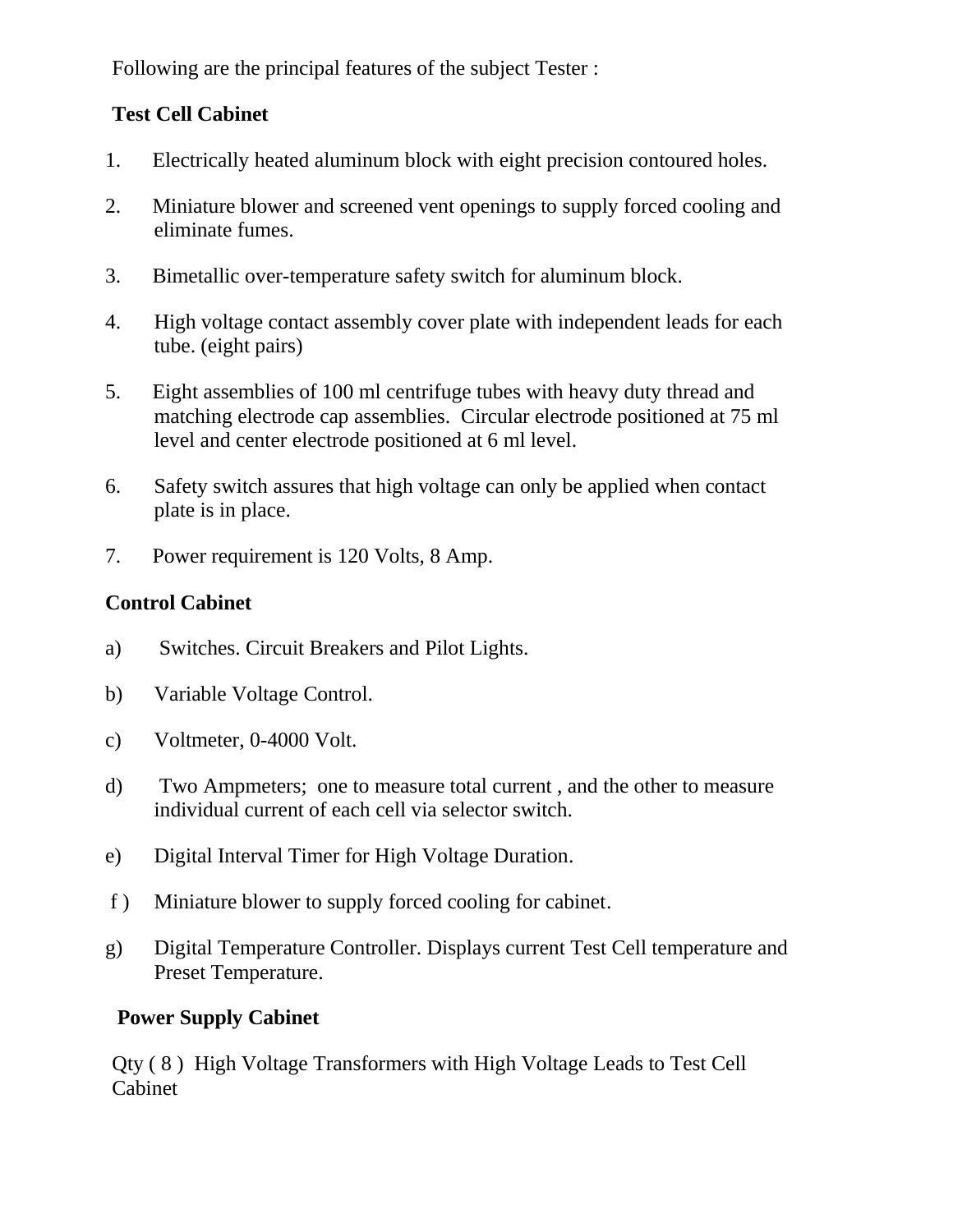Following are the principal features of the subject Tester :

**Test Cell Cabinet**

1. Electrically heated aluminum block with eight precision contoured holes.

2. Miniature blower and screened vent openings to supply forced cooling and eliminate fumes.

3. Bimetallic over-temperature safety switch for aluminum block.

4. High voltage contact assembly cover plate with independent leads for each tube. (eight pairs)

5. Eight assemblies of 100 ml centrifuge tubes with heavy duty thread and matching electrode cap assemblies. Circular electrode positioned at 75 ml level and center electrode positioned at 6 ml level.

6. Safety switch assures that high voltage can only be applied when contact plate is in place.

7. Power requirement is 120 Volts, 8 Amp.

**Control Cabinet**

a) Switches. Circuit Breakers and Pilot Lights.

b) Variable Voltage Control.

c) Voltmeter, 0-4000 Volt.

d) Two Ampmeters; one to measure total current , and the other to measure individual current of each cell via selector switch.

e) Digital Interval Timer for High Voltage Duration.

f ) Miniature blower to supply forced cooling for cabinet.

g) Digital Temperature Controller. Displays current Test Cell temperature and Preset Temperature.

**Power Supply Cabinet**

Qty ( 8 ) High Voltage Transformers with High Voltage Leads to Test Cell Cabinet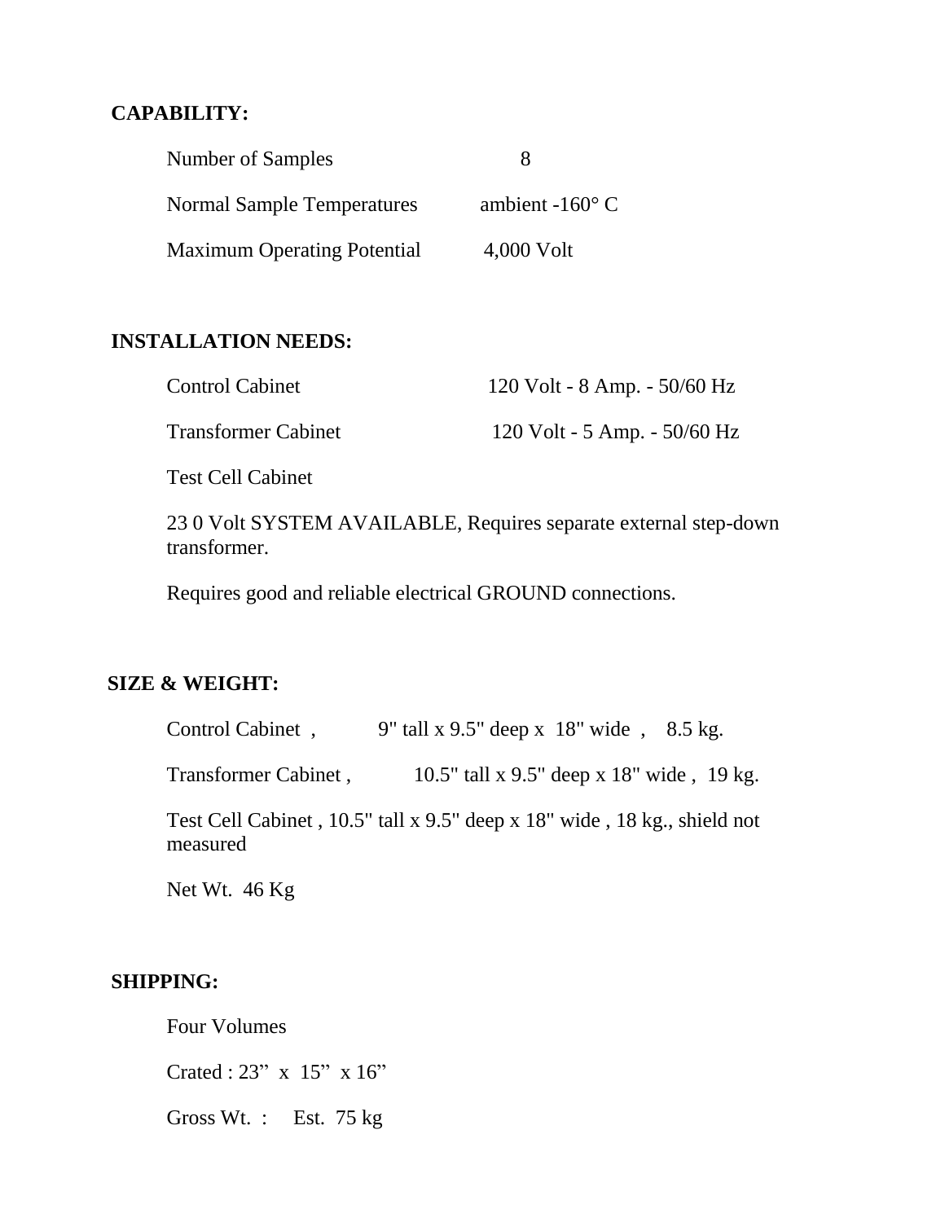**CAPABILITY:**

| | |
|---|---|
| Number of Samples | 8 |
| Normal Sample Temperatures | ambient -160° C |
| Maximum Operating Potential | 4,000 Volt |

**INSTALLATION NEEDS:**

| | |
|---|---|
| Control Cabinet | 120 Volt - 8 Amp. - 50/60 Hz |
| Transformer Cabinet | 120 Volt - 5 Amp. - 50/60 Hz |
| Test Cell Cabinet | |

23 0 Volt SYSTEM AVAILABLE, Requires separate external step-down transformer.

Requires good and reliable electrical GROUND connections.

**SIZE & WEIGHT:**

Control Cabinet , 9" tall x 9.5" deep x 18" wide , 8.5 kg.

Transformer Cabinet , 10.5" tall x 9.5" deep x 18" wide , 19 kg.

Test Cell Cabinet , 10.5" tall x 9.5" deep x 18" wide , 18 kg., shield not measured

Net Wt. 46 Kg

**SHIPPING:**

Four Volumes

Crated : 23" x 15" x 16"

Gross Wt. : Est. 75 kg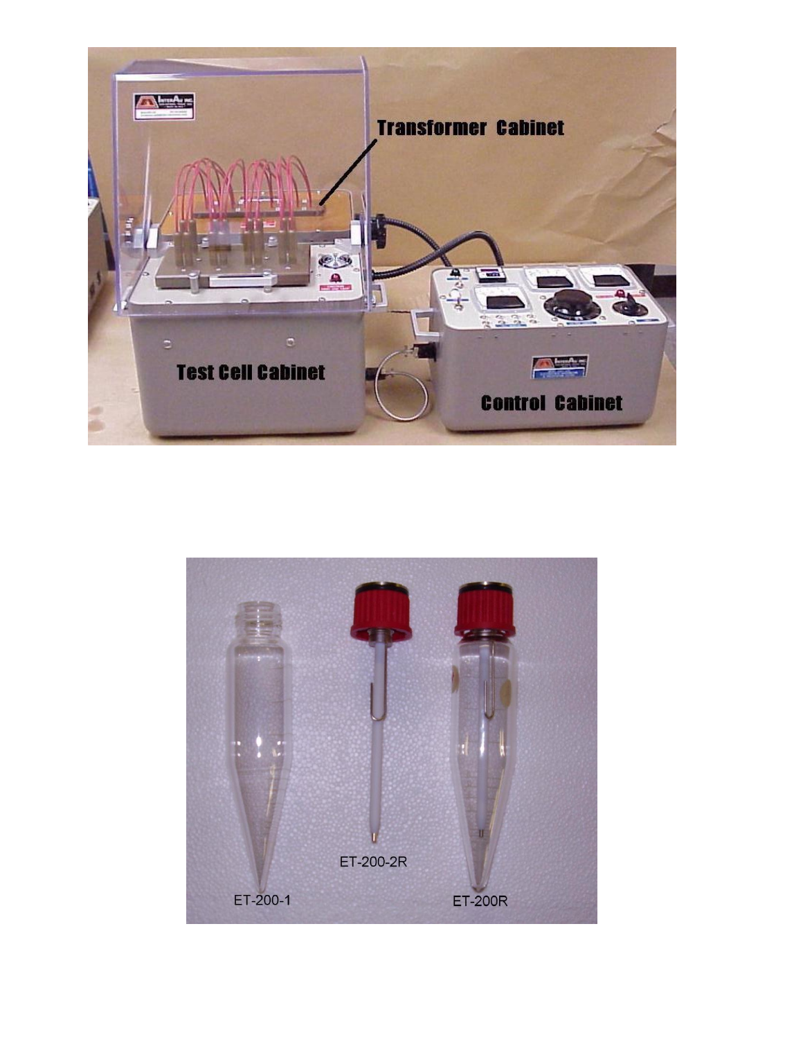Transformer Cabinet

Test Cell Cabinet

Control Cabinet

ET-200-1

ET-200-2R

ET-200R